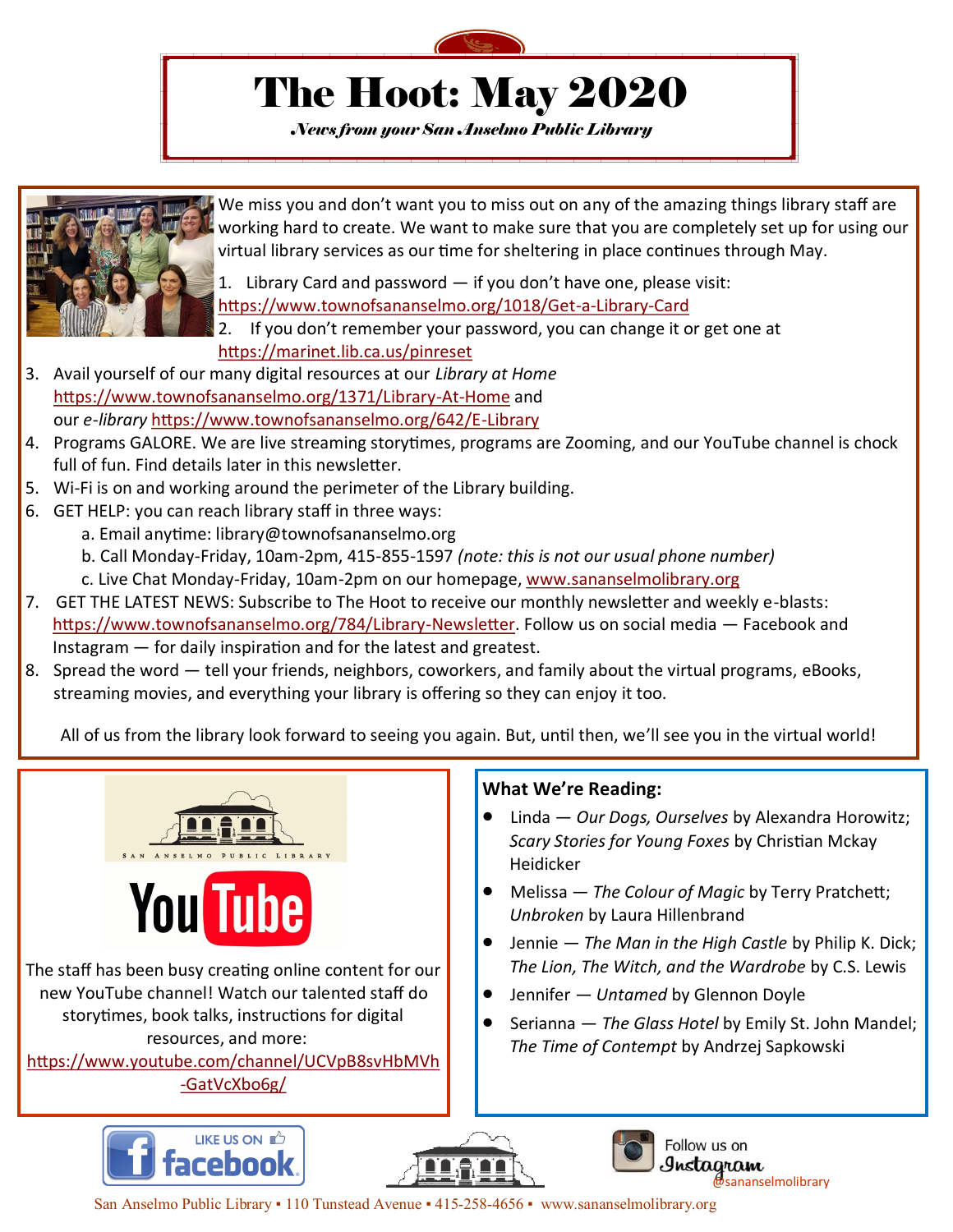# The Hoot: May 2020

*News from your San Anselmo Public Library*

We miss you and don't want you to miss out on any of the amazing things library staff are working hard to create. We want to make sure that you are completely set up for using our virtual library services as our time for sheltering in place continues through May.

1. Library Card and password — if you don't have one, please visit: https://www.townofsananselmo.org/1018/Get-a-Library-Card
2. If you don't remember your password, you can change it or get one at https://marinet.lib.ca.us/pinreset
3. Avail yourself of our many digital resources at our *Library at Home* https://www.townofsananselmo.org/1371/Library-At-Home and our *e-library* https://www.townofsananselmo.org/642/E-Library
4. Programs GALORE. We are live streaming storytimes, programs are Zooming, and our YouTube channel is chock full of fun. Find details later in this newsletter.
5. Wi-Fi is on and working around the perimeter of the Library building.
6. GET HELP: you can reach library staff in three ways:
   a. Email anytime: library@townofsananselmo.org
   b. Call Monday-Friday, 10am-2pm, 415-855-1597 *(note: this is not our usual phone number)*
   c. Live Chat Monday-Friday, 10am-2pm on our homepage, www.sananselmolibrary.org
7. GET THE LATEST NEWS: Subscribe to The Hoot to receive our monthly newsletter and weekly e-blasts: https://www.townofsananselmo.org/784/Library-Newsletter. Follow us on social media — Facebook and Instagram — for daily inspiration and for the latest and greatest.
8. Spread the word — tell your friends, neighbors, coworkers, and family about the virtual programs, eBooks, streaming movies, and everything your library is offering so they can enjoy it too.

All of us from the library look forward to seeing you again. But, until then, we'll see you in the virtual world!

SAN ANSELMO PUBLIC LIBRARY

YouTube

The staff has been busy creating online content for our new YouTube channel! Watch our talented staff do storytimes, book talks, instructions for digital resources, and more: https://www.youtube.com/channel/UCVpB8svHbMVh-GatVcXbo6g/

**What We're Reading:**

- Linda — *Our Dogs, Ourselves* by Alexandra Horowitz; *Scary Stories for Young Foxes* by Christian Mckay Heidicker
- Melissa — *The Colour of Magic* by Terry Pratchett; *Unbroken* by Laura Hillenbrand
- Jennie — *The Man in the High Castle* by Philip K. Dick; *The Lion, The Witch, and the Wardrobe* by C.S. Lewis
- Jennifer — *Untamed* by Glennon Doyle
- Serianna — *The Glass Hotel* by Emily St. John Mandel; *The Time of Contempt* by Andrzej Sapkowski

LIKE US ON facebook

Follow us on Instagram @sananselmolibrary

San Anselmo Public Library ▪ 110 Tunstead Avenue ▪ 415-258-4656 ▪ www.sananselmolibrary.org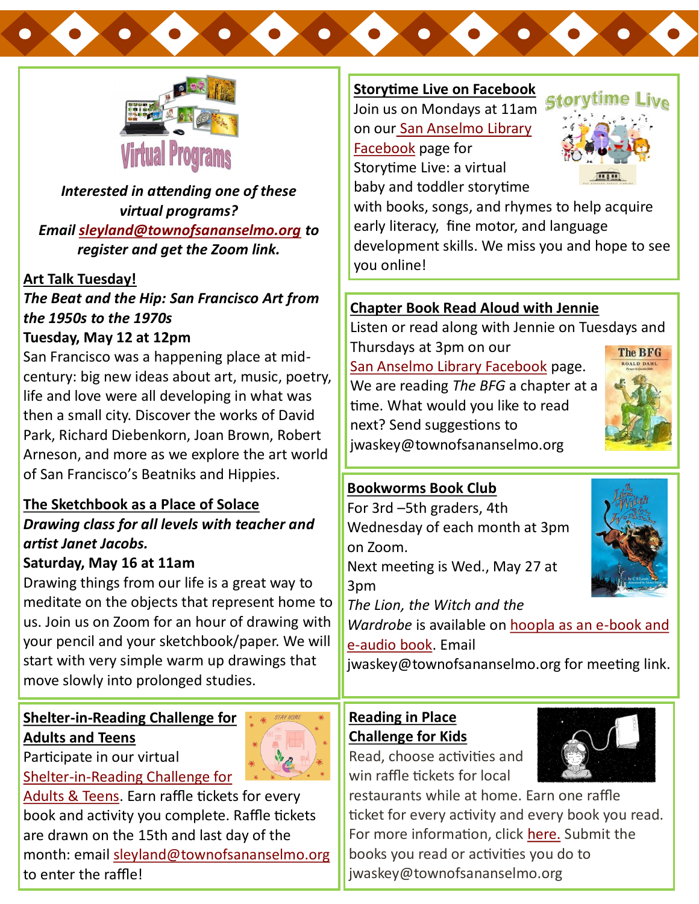*Interested in attending one of these virtual programs?*
*Email sleyland@townofsananselmo.org to register and get the Zoom link.*

**Art Talk Tuesday!**

***The Beat and the Hip: San Francisco Art from the 1950s to the 1970s***

**Tuesday, May 12 at 12pm**

San Francisco was a happening place at mid-century: big new ideas about art, music, poetry, life and love were all developing in what was then a small city. Discover the works of David Park, Richard Diebenkorn, Joan Brown, Robert Arneson, and more as we explore the art world of San Francisco's Beatniks and Hippies.

**The Sketchbook as a Place of Solace**

***Drawing class for all levels with teacher and artist Janet Jacobs.***

**Saturday, May 16 at 11am**

Drawing things from our life is a great way to meditate on the objects that represent home to us. Join us on Zoom for an hour of drawing with your pencil and your sketchbook/paper. We will start with very simple warm up drawings that move slowly into prolonged studies.

**Storytime Live on Facebook**

Join us on Mondays at 11am on our San Anselmo Library Facebook page for Storytime Live: a virtual baby and toddler storytime with books, songs, and rhymes to help acquire early literacy, fine motor, and language development skills. We miss you and hope to see you online!

**Chapter Book Read Aloud with Jennie**

Listen or read along with Jennie on Tuesdays and Thursdays at 3pm on our San Anselmo Library Facebook page. We are reading *The BFG* a chapter at a time. What would you like to read next? Send suggestions to jwaskey@townofsananselmo.org

**Bookworms Book Club**

For 3rd –5th graders, 4th Wednesday of each month at 3pm on Zoom.

Next meeting is Wed., May 27 at 3pm

*The Lion, the Witch and the Wardrobe* is available on hoopla as an e-book and e-audio book. Email jwaskey@townofsananselmo.org for meeting link.

**Shelter-in-Reading Challenge for Adults and Teens**

Participate in our virtual Shelter-in-Reading Challenge for Adults & Teens. Earn raffle tickets for every book and activity you complete. Raffle tickets are drawn on the 15th and last day of the month: email sleyland@townofsananselmo.org to enter the raffle!

**Reading in Place Challenge for Kids**

Read, choose activities and win raffle tickets for local restaurants while at home. Earn one raffle ticket for every activity and every book you read. For more information, click here. Submit the books you read or activities you do to jwaskey@townofsananselmo.org